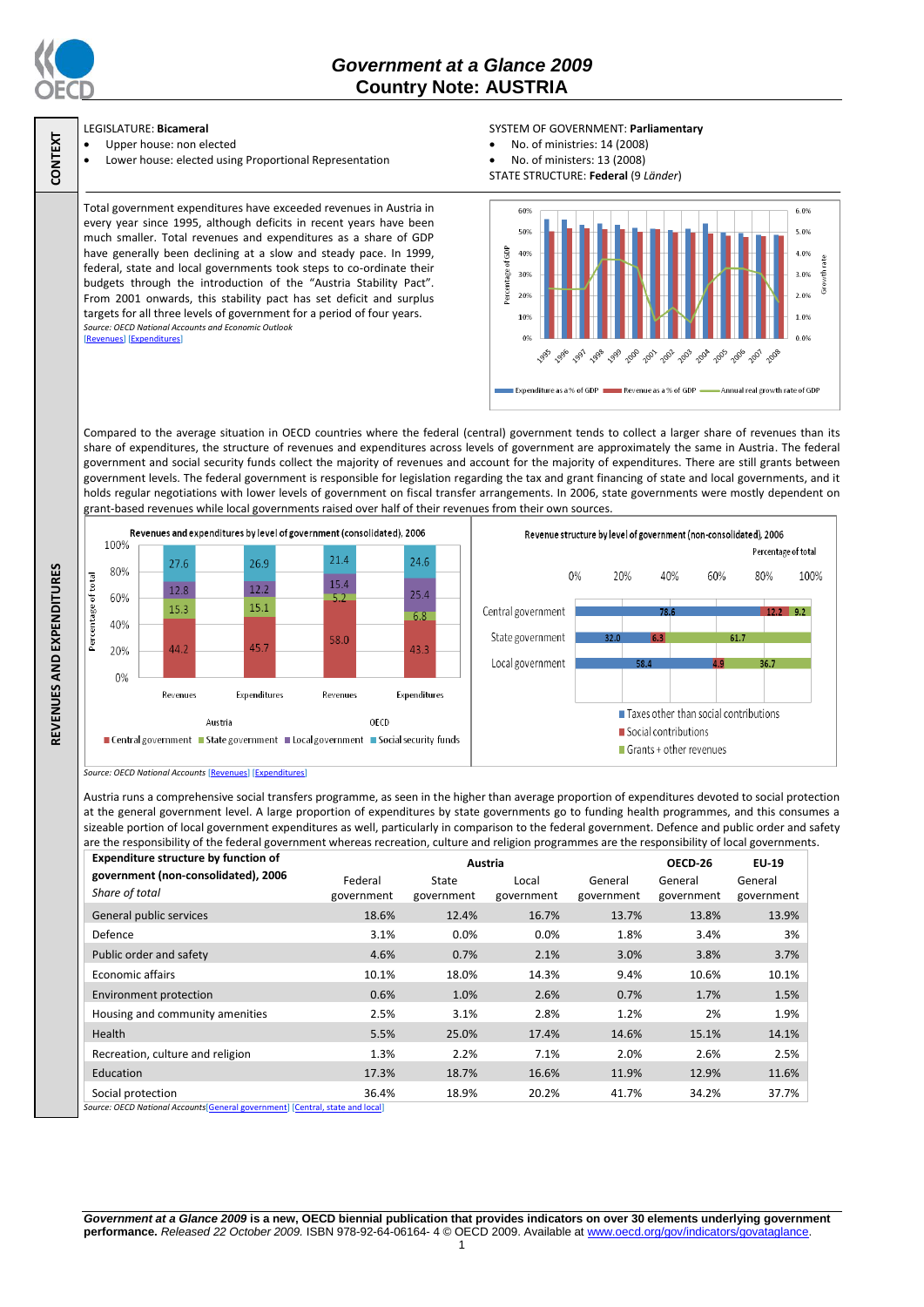# Government at a Glance 2009
## Country Note: AUSTRIA

**CONTEXT**

LEGISLATURE: **Bicameral**

- Upper house: non elected
- Lower house: elected using Proportional Representation

SYSTEM OF GOVERNMENT: **Parliamentary**

- No. of ministries: 14 (2008)
- No. of ministers: 13 (2008)

STATE STRUCTURE: **Federal** (9 *Länder*)

**REVENUES AND EXPENDITURES**

Total government expenditures have exceeded revenues in Austria in every year since 1995, although deficits in recent years have been much smaller. Total revenues and expenditures as a share of GDP have generally been declining at a slow and steady pace. In 1999, federal, state and local governments took steps to co-ordinate their budgets through the introduction of the "Austria Stability Pact". From 2001 onwards, this stability pact has set deficit and surplus targets for all three levels of government for a period of four years.

*Source: OECD National Accounts and Economic Outlook*
[Revenues] [Expenditures]

Compared to the average situation in OECD countries where the federal (central) government tends to collect a larger share of revenues than its share of expenditures, the structure of revenues and expenditures across levels of government are approximately the same in Austria. The federal government and social security funds collect the majority of revenues and account for the majority of expenditures. There are still grants between government levels. The federal government is responsible for legislation regarding the tax and grant financing of state and local governments, and it holds regular negotiations with lower levels of government on fiscal transfer arrangements. In 2006, state governments were mostly dependent on grant-based revenues while local governments raised over half of their revenues from their own sources.

**Revenues and expenditures by level of government (consolidated), 2006**

Percentage of total

| | Austria – Revenues | Austria – Expenditures | OECD – Revenues | OECD – Expenditures |
|---|---|---|---|---|
| Central government | 44.2 | 45.7 | 58.0 | 43.3 |
| State government | 15.3 | 15.1 | 5.2 | 6.8 |
| Local government | 12.8 | 12.2 | 15.4 | 25.4 |
| Social security funds | 27.6 | 26.9 | 21.4 | 24.6 |

**Revenue structure by level of government (non-consolidated), 2006**

Percentage of total

| | Taxes other than social contributions | Social contributions | Grants + other revenues |
|---|---|---|---|
| Central government | 78.6 | 12.2 | 9.2 |
| State government | 32.0 | 6.3 | 61.7 |
| Local government | 58.4 | 4.9 | 36.7 |

*Source: OECD National Accounts* [Revenues] [Expenditures]

Austria runs a comprehensive social transfers programme, as seen in the higher than average proportion of expenditures devoted to social protection at the general government level. A large proportion of expenditures by state governments go to funding health programmes, and this consumes a sizeable portion of local government expenditures as well, particularly in comparison to the federal government. Defence and public order and safety are the responsibility of the federal government whereas recreation, culture and religion programmes are the responsibility of local governments.

| **Expenditure structure by function of government (non-consolidated), 2006** *Share of total* | Austria | | | | OECD-26 | EU-19 |
|---|---|---|---|---|---|---|
| | Federal government | State government | Local government | General government | General government | General government |
| General public services | 18.6% | 12.4% | 16.7% | 13.7% | 13.8% | 13.9% |
| Defence | 3.1% | 0.0% | 0.0% | 1.8% | 3.4% | 3% |
| Public order and safety | 4.6% | 0.7% | 2.1% | 3.0% | 3.8% | 3.7% |
| Economic affairs | 10.1% | 18.0% | 14.3% | 9.4% | 10.6% | 10.1% |
| Environment protection | 0.6% | 1.0% | 2.6% | 0.7% | 1.7% | 1.5% |
| Housing and community amenities | 2.5% | 3.1% | 2.8% | 1.2% | 2% | 1.9% |
| Health | 5.5% | 25.0% | 17.4% | 14.6% | 15.1% | 14.1% |
| Recreation, culture and religion | 1.3% | 2.2% | 7.1% | 2.0% | 2.6% | 2.5% |
| Education | 17.3% | 18.7% | 16.6% | 11.9% | 12.9% | 11.6% |
| Social protection | 36.4% | 18.9% | 20.2% | 41.7% | 34.2% | 37.7% |

*Source: OECD National Accounts*[General government] [Central, state and local]

***Government at a Glance 2009*** **is a new, OECD biennial publication that provides indicators on over 30 elements underlying government performance.** *Released 22 October 2009.* ISBN 978-92-64-06164- 4 © OECD 2009. Available at www.oecd.org/gov/indicators/govataglance.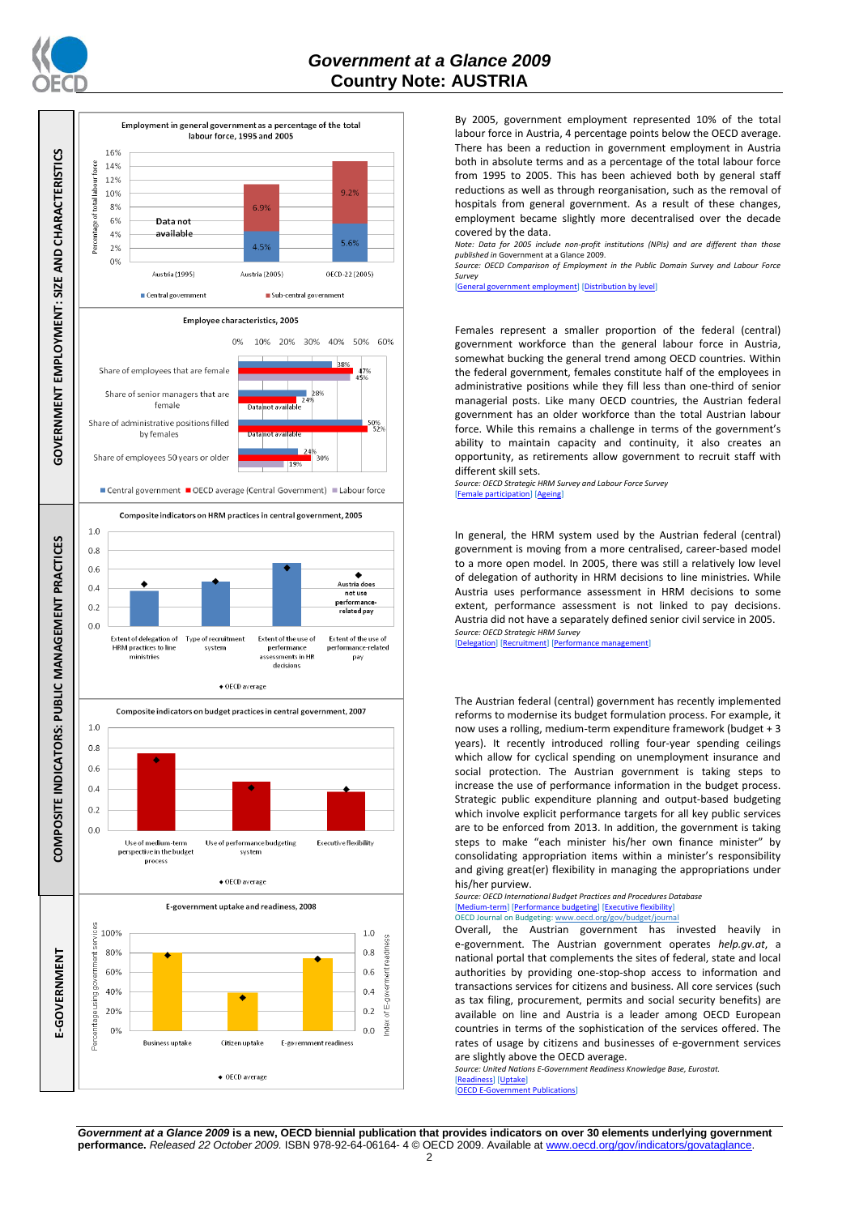## GOVERNMENT EMPLOYMENT: SIZE AND CHARACTERISTICS

**Employment in general government as a percentage of the total labour force, 1995 and 2005**

| | Central government | Sub-central government |
|---|---|---|
| Austria (1995) | Data not available | Data not available |
| Austria (2005) | 4.5% | 6.9% |
| OECD-22 (2005) | 5.6% | 9.2% |

By 2005, government employment represented 10% of the total labour force in Austria, 4 percentage points below the OECD average. There has been a reduction in government employment in Austria both in absolute terms and as a percentage of the total labour force from 1995 to 2005. This has been achieved both by general staff reductions as well as through reorganisation, such as the removal of hospitals from general government. As a result of these changes, employment became slightly more decentralised over the decade covered by the data.

*Note: Data for 2005 include non-profit institutions (NPIs) and are different than those published in* Government at a Glance 2009.

*Source: OECD Comparison of Employment in the Public Domain Survey and Labour Force Survey*

[General government employment] [Distribution by level]

**Employee characteristics, 2005**

| | Central government | OECD average (Central Government) | Labour force |
|---|---|---|---|
| Share of employees that are female | 38% | 47% | 45% |
| Share of senior managers that are female | 28% | 24% | Data not available |
| Share of administrative positions filled by females | 50% | 52% | Data not available |
| Share of employees 50 years or older | 24% | 30% | 19% |

Females represent a smaller proportion of the federal (central) government workforce than the general labour force in Austria, somewhat bucking the general trend among OECD countries. Within the federal government, females constitute half of the employees in administrative positions while they fill less than one-third of senior managerial posts. Like many OECD countries, the Austrian federal government has an older workforce than the total Austrian labour force. While this remains a challenge in terms of the government's ability to maintain capacity and continuity, it also creates an opportunity, as retirements allow government to recruit staff with different skill sets.

*Source: OECD Strategic HRM Survey and Labour Force Survey*

[Female participation] [Ageing]

## COMPOSITE INDICATORS: PUBLIC MANAGEMENT PRACTICES

**Composite indicators on HRM practices in central government, 2005**

Categories: Extent of delegation of HRM practices to line ministries; Type of recruitment system; Extent of the use of performance assessments in HR decisions; Extent of the use of performance-related pay (Austria does not use performance-related pay). ◆ OECD average

In general, the HRM system used by the Austrian federal (central) government is moving from a more centralised, career-based model to a more open model. In 2005, there was still a relatively low level of delegation of authority in HRM decisions to line ministries. While Austria uses performance assessment in HRM decisions to some extent, performance assessment is not linked to pay decisions. Austria did not have a separately defined senior civil service in 2005.

*Source: OECD Strategic HRM Survey*

[Delegation] [Recruitment] [Performance management]

**Composite indicators on budget practices in central government, 2007**

Categories: Use of medium-term perspective in the budget process; Use of performance budgeting system; Executive flexibility. ◆ OECD average

The Austrian federal (central) government has recently implemented reforms to modernise its budget formulation process. For example, it now uses a rolling, medium-term expenditure framework (budget + 3 years). It recently introduced rolling four-year spending ceilings which allow for cyclical spending on unemployment insurance and social protection. The Austrian government is taking steps to increase the use of performance information in the budget process. Strategic public expenditure planning and output-based budgeting which involve explicit performance targets for all key public services are to be enforced from 2013. In addition, the government is taking steps to make "each minister his/her own finance minister" by consolidating appropriation items within a minister's responsibility and giving great(er) flexibility in managing the appropriations under his/her purview.

*Source: OECD International Budget Practices and Procedures Database*

[Medium-term] [Performance budgeting] [Executive flexibility]

OECD Journal on Budgeting: www.oecd.org/gov/budget/journal

## E-GOVERNMENT

**E-government uptake and readiness, 2008**

Categories: Business uptake; Citizen uptake (percentage using government services); E-government readiness (index). ◆ OECD average

Overall, the Austrian government has invested heavily in e-government. The Austrian government operates *help.gv.at*, a national portal that complements the sites of federal, state and local authorities by providing one-stop-shop access to information and transactions services for citizens and business. All core services (such as tax filing, procurement, permits and social security benefits) are available on line and Austria is a leader among OECD European countries in terms of the sophistication of the services offered. The rates of usage by citizens and businesses of e-government services are slightly above the OECD average.

*Source: United Nations E-Government Readiness Knowledge Base, Eurostat.*

[Readiness] [Uptake]

[OECD E-Government Publications]

***Government at a Glance 2009*** **is a new, OECD biennial publication that provides indicators on over 30 elements underlying government performance.** *Released 22 October 2009.* ISBN 978-92-64-06164- 4 © OECD 2009. Available at www.oecd.org/gov/indicators/govataglance.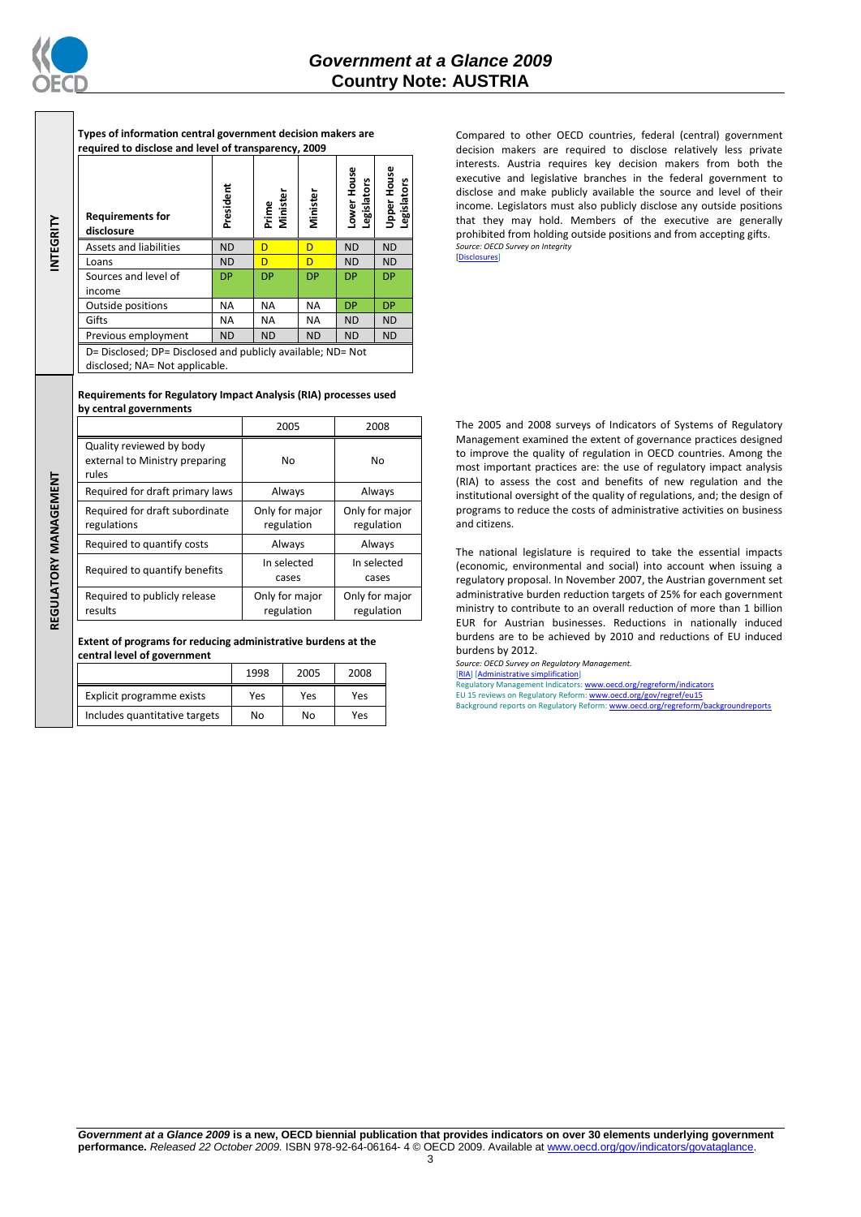## INTEGRITY

**Types of information central government decision makers are required to disclose and level of transparency, 2009**

| Requirements for disclosure | President | Prime Minister | Minister | Lower House Legislators | Upper House Legislators |
|---|---|---|---|---|---|
| Assets and liabilities | ND | D | D | ND | ND |
| Loans | ND | D | D | ND | ND |
| Sources and level of income | DP | DP | DP | DP | DP |
| Outside positions | NA | NA | NA | DP | DP |
| Gifts | NA | NA | NA | ND | ND |
| Previous employment | ND | ND | ND | ND | ND |

D= Disclosed; DP= Disclosed and publicly available; ND= Not disclosed; NA= Not applicable.

Compared to other OECD countries, federal (central) government decision makers are required to disclose relatively less private interests. Austria requires key decision makers from both the executive and legislative branches in the federal government to disclose and make publicly available the source and level of their income. Legislators must also publicly disclose any outside positions that they may hold. Members of the executive are generally prohibited from holding outside positions and from accepting gifts.

*Source: OECD Survey on Integrity*

[Disclosures]

## REGULATORY MANAGEMENT

**Requirements for Regulatory Impact Analysis (RIA) processes used by central governments**

| | 2005 | 2008 |
|---|---|---|
| Quality reviewed by body external to Ministry preparing rules | No | No |
| Required for draft primary laws | Always | Always |
| Required for draft subordinate regulations | Only for major regulation | Only for major regulation |
| Required to quantify costs | Always | Always |
| Required to quantify benefits | In selected cases | In selected cases |
| Required to publicly release results | Only for major regulation | Only for major regulation |

**Extent of programs for reducing administrative burdens at the central level of government**

| | 1998 | 2005 | 2008 |
|---|---|---|---|
| Explicit programme exists | Yes | Yes | Yes |
| Includes quantitative targets | No | No | Yes |

The 2005 and 2008 surveys of Indicators of Systems of Regulatory Management examined the extent of governance practices designed to improve the quality of regulation in OECD countries. Among the most important practices are: the use of regulatory impact analysis (RIA) to assess the cost and benefits of new regulation and the institutional oversight of the quality of regulations, and; the design of programs to reduce the costs of administrative activities on business and citizens.

The national legislature is required to take the essential impacts (economic, environmental and social) into account when issuing a regulatory proposal. In November 2007, the Austrian government set administrative burden reduction targets of 25% for each government ministry to contribute to an overall reduction of more than 1 billion EUR for Austrian businesses. Reductions in nationally induced burdens are to be achieved by 2010 and reductions of EU induced burdens by 2012.

*Source: OECD Survey on Regulatory Management.*

[RIA] [Administrative simplification]

Regulatory Management Indicators: www.oecd.org/regreform/indicators

EU 15 reviews on Regulatory Reform: www.oecd.org/gov/regref/eu15

Background reports on Regulatory Reform: www.oecd.org/regreform/backgroundreports

***Government at a Glance 2009*** **is a new, OECD biennial publication that provides indicators on over 30 elements underlying government performance.** *Released 22 October 2009.* ISBN 978-92-64-06164- 4 © OECD 2009. Available at www.oecd.org/gov/indicators/govataglance.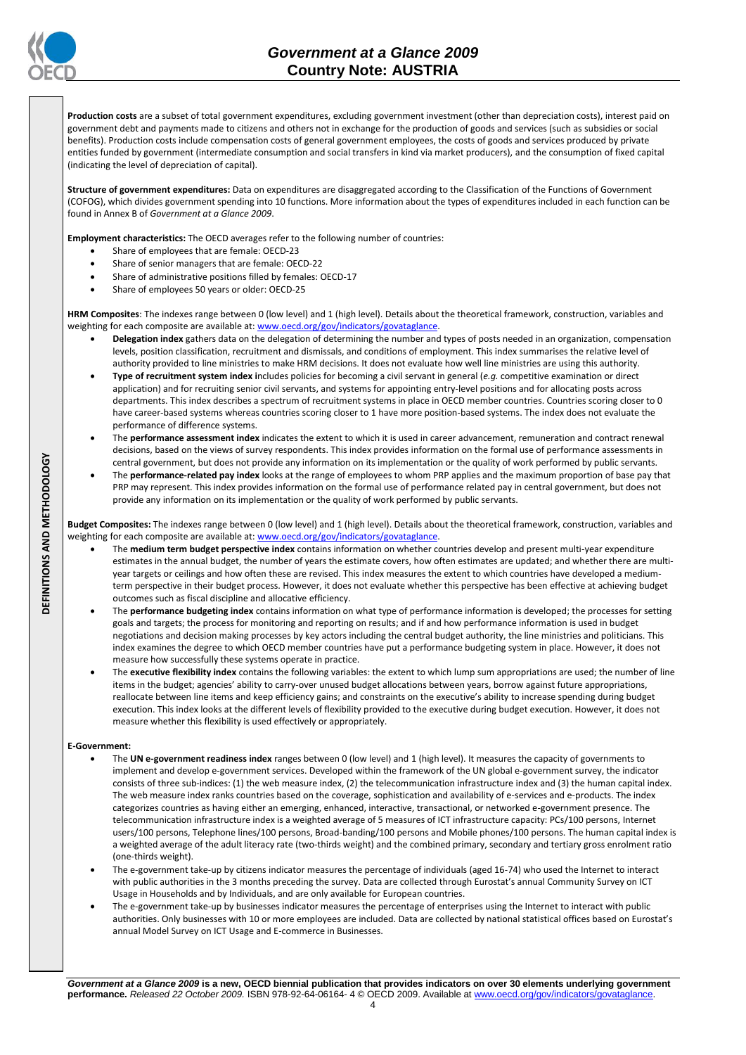**Production costs** are a subset of total government expenditures, excluding government investment (other than depreciation costs), interest paid on government debt and payments made to citizens and others not in exchange for the production of goods and services (such as subsidies or social benefits). Production costs include compensation costs of general government employees, the costs of goods and services produced by private entities funded by government (intermediate consumption and social transfers in kind via market producers), and the consumption of fixed capital (indicating the level of depreciation of capital).

**Structure of government expenditures:** Data on expenditures are disaggregated according to the Classification of the Functions of Government (COFOG), which divides government spending into 10 functions. More information about the types of expenditures included in each function can be found in Annex B of *Government at a Glance 2009*.

**Employment characteristics:** The OECD averages refer to the following number of countries:

- Share of employees that are female: OECD-23
- Share of senior managers that are female: OECD-22
- Share of administrative positions filled by females: OECD-17
- Share of employees 50 years or older: OECD-25

**HRM Composites**: The indexes range between 0 (low level) and 1 (high level). Details about the theoretical framework, construction, variables and weighting for each composite are available at: www.oecd.org/gov/indicators/govataglance.

- **Delegation index** gathers data on the delegation of determining the number and types of posts needed in an organization, compensation levels, position classification, recruitment and dismissals, and conditions of employment. This index summarises the relative level of authority provided to line ministries to make HRM decisions. It does not evaluate how well line ministries are using this authority.
- **Type of recruitment system index i**ncludes policies for becoming a civil servant in general (*e.g.* competitive examination or direct application) and for recruiting senior civil servants, and systems for appointing entry-level positions and for allocating posts across departments. This index describes a spectrum of recruitment systems in place in OECD member countries. Countries scoring closer to 0 have career-based systems whereas countries scoring closer to 1 have more position-based systems. The index does not evaluate the performance of difference systems.
- The **performance assessment index** indicates the extent to which it is used in career advancement, remuneration and contract renewal decisions, based on the views of survey respondents. This index provides information on the formal use of performance assessments in central government, but does not provide any information on its implementation or the quality of work performed by public servants.
- The **performance-related pay index** looks at the range of employees to whom PRP applies and the maximum proportion of base pay that PRP may represent. This index provides information on the formal use of performance related pay in central government, but does not provide any information on its implementation or the quality of work performed by public servants.

**Budget Composites:** The indexes range between 0 (low level) and 1 (high level). Details about the theoretical framework, construction, variables and weighting for each composite are available at: www.oecd.org/gov/indicators/govataglance.

- The **medium term budget perspective index** contains information on whether countries develop and present multi-year expenditure estimates in the annual budget, the number of years the estimate covers, how often estimates are updated; and whether there are multi-year targets or ceilings and how often these are revised. This index measures the extent to which countries have developed a medium-term perspective in their budget process. However, it does not evaluate whether this perspective has been effective at achieving budget outcomes such as fiscal discipline and allocative efficiency.
- The **performance budgeting index** contains information on what type of performance information is developed; the processes for setting goals and targets; the process for monitoring and reporting on results; and if and how performance information is used in budget negotiations and decision making processes by key actors including the central budget authority, the line ministries and politicians. This index examines the degree to which OECD member countries have put a performance budgeting system in place. However, it does not measure how successfully these systems operate in practice.
- The **executive flexibility index** contains the following variables: the extent to which lump sum appropriations are used; the number of line items in the budget; agencies' ability to carry-over unused budget allocations between years, borrow against future appropriations, reallocate between line items and keep efficiency gains; and constraints on the executive's ability to increase spending during budget execution. This index looks at the different levels of flexibility provided to the executive during budget execution. However, it does not measure whether this flexibility is used effectively or appropriately.

**E-Government:**

- The **UN e-government readiness index** ranges between 0 (low level) and 1 (high level). It measures the capacity of governments to implement and develop e-government services. Developed within the framework of the UN global e-government survey, the indicator consists of three sub-indices: (1) the web measure index, (2) the telecommunication infrastructure index and (3) the human capital index. The web measure index ranks countries based on the coverage, sophistication and availability of e-services and e-products. The index categorizes countries as having either an emerging, enhanced, interactive, transactional, or networked e-government presence. The telecommunication infrastructure index is a weighted average of 5 measures of ICT infrastructure capacity: PCs/100 persons, Internet users/100 persons, Telephone lines/100 persons, Broad-banding/100 persons and Mobile phones/100 persons. The human capital index is a weighted average of the adult literacy rate (two-thirds weight) and the combined primary, secondary and tertiary gross enrolment ratio (one-thirds weight).
- The e-government take-up by citizens indicator measures the percentage of individuals (aged 16-74) who used the Internet to interact with public authorities in the 3 months preceding the survey. Data are collected through Eurostat's annual Community Survey on ICT Usage in Households and by Individuals, and are only available for European countries.
- The e-government take-up by businesses indicator measures the percentage of enterprises using the Internet to interact with public authorities. Only businesses with 10 or more employees are included. Data are collected by national statistical offices based on Eurostat's annual Model Survey on ICT Usage and E-commerce in Businesses.